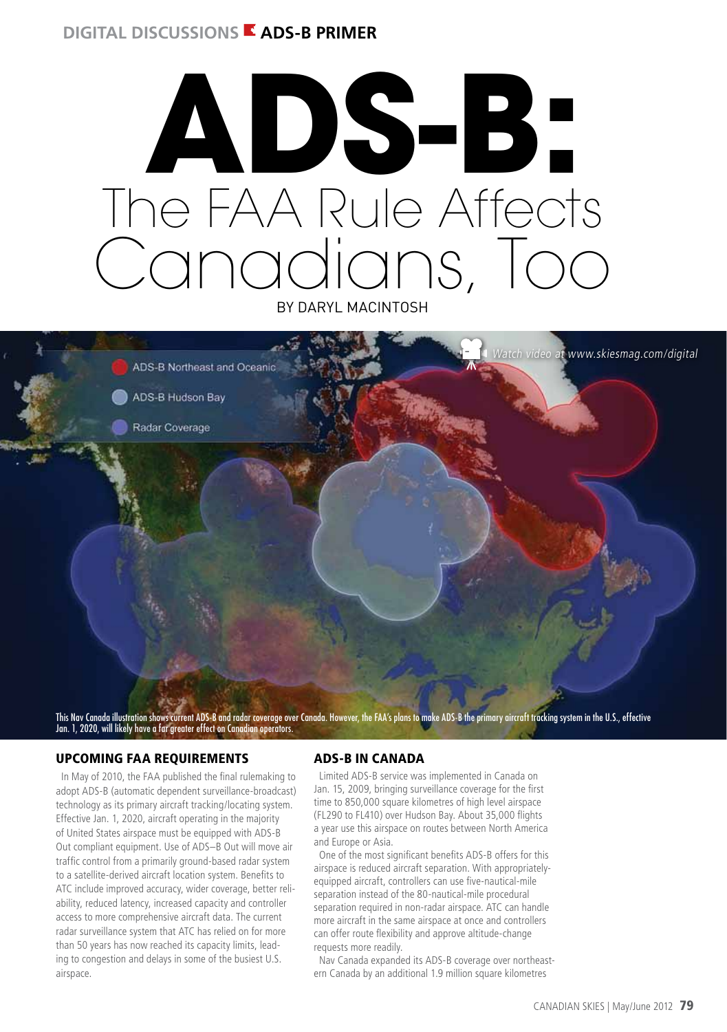DIGITAL DISCUSSIONS **ADS-B PRIMER**

# ADS-B: The FAA Rule Affects Canadians, Too

BY DARYL MACINTOSH

ADS-B Northeast and Oceanic

ADS-B Hudson Bay

Radar Coverage

*Watch video at www.skiesmag.com/digital*

This Nav Canada illustration shows current ADS-B and radar coverage over Canada. However, the FAA's plans to make ADS-B the primary aircraft tracking system in the U.S., effective Jan. 1, 2020, will likely have a far greater effect on Canadian operators.

## UPCOMING FAA REQUIREMENTS

In May of 2010, the FAA published the final rulemaking to adopt ADS-B (automatic dependent surveillance-broadcast) technology as its primary aircraft tracking/locating system. Effective Jan. 1, 2020, aircraft operating in the majority of United States airspace must be equipped with ADS-B Out compliant equipment. Use of ADS–B Out will move air traffic control from a primarily ground-based radar system to a satellite-derived aircraft location system. Benefits to ATC include improved accuracy, wider coverage, better reliability, reduced latency, increased capacity and controller access to more comprehensive aircraft data. The current radar surveillance system that ATC has relied on for more than 50 years has now reached its capacity limits, leading to congestion and delays in some of the busiest U.S. airspace.

## ADS-B IN CANADA

Limited ADS-B service was implemented in Canada on Jan. 15, 2009, bringing surveillance coverage for the first time to 850,000 square kilometres of high level airspace (FL290 to FL410) over Hudson Bay. About 35,000 flights a year use this airspace on routes between North America and Europe or Asia.

One of the most significant benefits ADS-B offers for this airspace is reduced aircraft separation. With appropriately-equipped aircraft, controllers can use five-nautical-mile separation instead of the 80-nautical-mile procedural separation required in non-radar airspace. ATC can handle more aircraft in the same airspace at once and controllers can offer route flexibility and approve altitude-change requests more readily.

Nav Canada expanded its ADS-B coverage over northeastern Canada by an additional 1.9 million square kilometres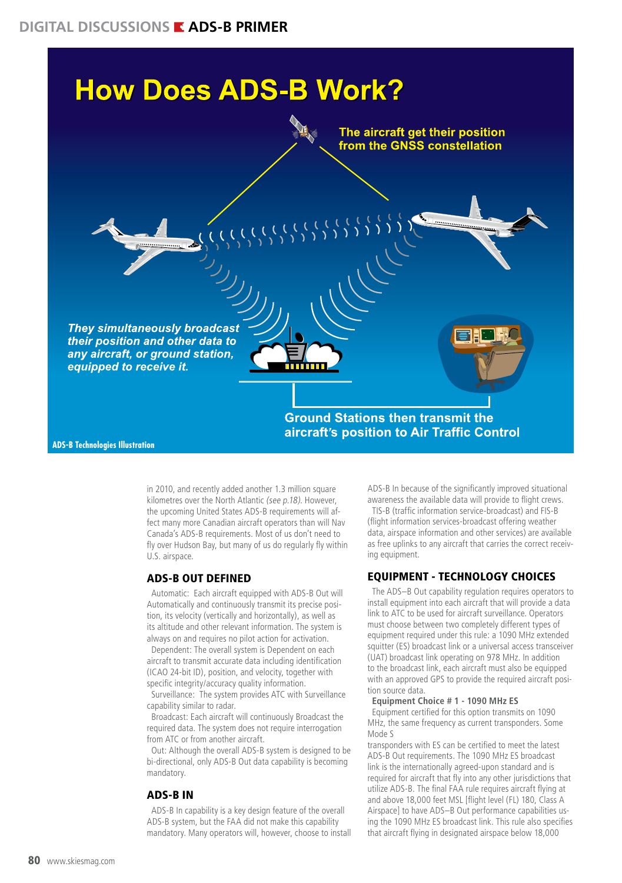## How Does ADS-B Work?

The aircraft get their position from the GNSS constellation

*They simultaneously broadcast their position and other data to any aircraft, or ground station, equipped to receive it.*

Ground Stations then transmit the aircraft's position to Air Traffic Control

**ADS-B Technologies Illustration**

in 2010, and recently added another 1.3 million square kilometres over the North Atlantic *(see p.18)*. However, the upcoming United States ADS-B requirements will affect many more Canadian aircraft operators than will Nav Canada's ADS-B requirements. Most of us don't need to fly over Hudson Bay, but many of us do regularly fly within U.S. airspace.

### ADS-B OUT DEFINED

Automatic: Each aircraft equipped with ADS-B Out will Automatically and continuously transmit its precise position, its velocity (vertically and horizontally), as well as its altitude and other relevant information. The system is always on and requires no pilot action for activation.

Dependent: The overall system is Dependent on each aircraft to transmit accurate data including identification (ICAO 24-bit ID), position, and velocity, together with specific integrity/accuracy quality information.

Surveillance: The system provides ATC with Surveillance capability similar to radar.

Broadcast: Each aircraft will continuously Broadcast the required data. The system does not require interrogation from ATC or from another aircraft.

Out: Although the overall ADS-B system is designed to be bi-directional, only ADS-B Out data capability is becoming mandatory.

### ADS-B IN

ADS-B In capability is a key design feature of the overall ADS-B system, but the FAA did not make this capability mandatory. Many operators will, however, choose to install ADS-B In because of the significantly improved situational awareness the available data will provide to flight crews.

TIS-B (traffic information service-broadcast) and FIS-B (flight information services-broadcast offering weather data, airspace information and other services) are available as free uplinks to any aircraft that carries the correct receiving equipment.

### EQUIPMENT - TECHNOLOGY CHOICES

The ADS–B Out capability regulation requires operators to install equipment into each aircraft that will provide a data link to ATC to be used for aircraft surveillance. Operators must choose between two completely different types of equipment required under this rule: a 1090 MHz extended squitter (ES) broadcast link or a universal access transceiver (UAT) broadcast link operating on 978 MHz. In addition to the broadcast link, each aircraft must also be equipped with an approved GPS to provide the required aircraft position source data.

**Equipment Choice # 1 - 1090 MHz ES**

Equipment certified for this option transmits on 1090 MHz, the same frequency as current transponders. Some Mode S transponders with ES can be certified to meet the latest ADS-B Out requirements. The 1090 MHz ES broadcast link is the internationally agreed-upon standard and is required for aircraft that fly into any other jurisdictions that utilize ADS-B. The final FAA rule requires aircraft flying at and above 18,000 feet MSL [flight level (FL) 180, Class A Airspace] to have ADS–B Out performance capabilities using the 1090 MHz ES broadcast link. This rule also specifies that aircraft flying in designated airspace below 18,000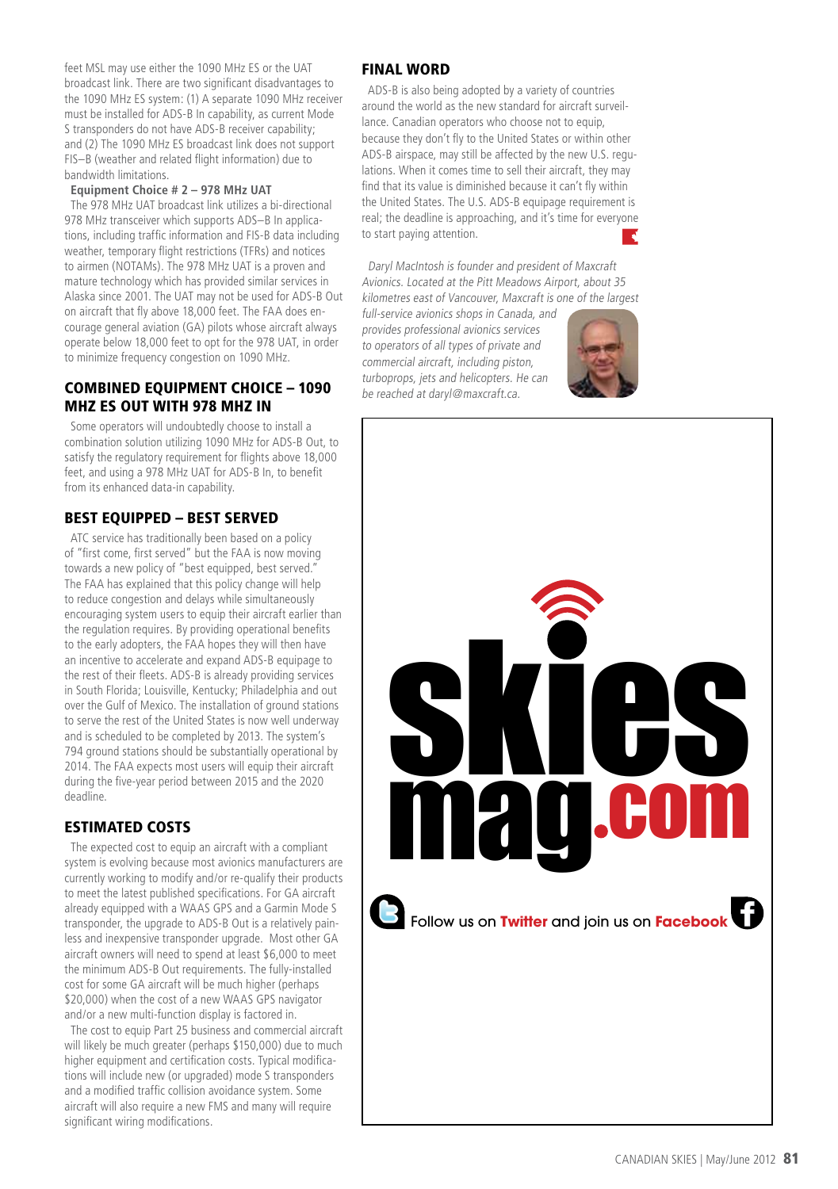feet MSL may use either the 1090 MHz ES or the UAT broadcast link. There are two significant disadvantages to the 1090 MHz ES system: (1) A separate 1090 MHz receiver must be installed for ADS-B In capability, as current Mode S transponders do not have ADS-B receiver capability; and (2) The 1090 MHz ES broadcast link does not support FIS–B (weather and related flight information) due to bandwidth limitations.

**Equipment Choice # 2 – 978 MHz UAT**

The 978 MHz UAT broadcast link utilizes a bi-directional 978 MHz transceiver which supports ADS–B In applications, including traffic information and FIS-B data including weather, temporary flight restrictions (TFRs) and notices to airmen (NOTAMs). The 978 MHz UAT is a proven and mature technology which has provided similar services in Alaska since 2001. The UAT may not be used for ADS-B Out on aircraft that fly above 18,000 feet. The FAA does encourage general aviation (GA) pilots whose aircraft always operate below 18,000 feet to opt for the 978 UAT, in order to minimize frequency congestion on 1090 MHz.

## COMBINED EQUIPMENT CHOICE – 1090 MHZ ES OUT WITH 978 MHZ IN

Some operators will undoubtedly choose to install a combination solution utilizing 1090 MHz for ADS-B Out, to satisfy the regulatory requirement for flights above 18,000 feet, and using a 978 MHz UAT for ADS-B In, to benefit from its enhanced data-in capability.

## BEST EQUIPPED – BEST SERVED

ATC service has traditionally been based on a policy of "first come, first served" but the FAA is now moving towards a new policy of "best equipped, best served." The FAA has explained that this policy change will help to reduce congestion and delays while simultaneously encouraging system users to equip their aircraft earlier than the regulation requires. By providing operational benefits to the early adopters, the FAA hopes they will then have an incentive to accelerate and expand ADS-B equipage to the rest of their fleets. ADS-B is already providing services in South Florida; Louisville, Kentucky; Philadelphia and out over the Gulf of Mexico. The installation of ground stations to serve the rest of the United States is now well underway and is scheduled to be completed by 2013. The system's 794 ground stations should be substantially operational by 2014. The FAA expects most users will equip their aircraft during the five-year period between 2015 and the 2020 deadline.

## ESTIMATED COSTS

The expected cost to equip an aircraft with a compliant system is evolving because most avionics manufacturers are currently working to modify and/or re-qualify their products to meet the latest published specifications. For GA aircraft already equipped with a WAAS GPS and a Garmin Mode S transponder, the upgrade to ADS-B Out is a relatively painless and inexpensive transponder upgrade. Most other GA aircraft owners will need to spend at least $6,000 to meet the minimum ADS-B Out requirements. The fully-installed cost for some GA aircraft will be much higher (perhaps $20,000) when the cost of a new WAAS GPS navigator and/or a new multi-function display is factored in.

The cost to equip Part 25 business and commercial aircraft will likely be much greater (perhaps $150,000) due to much higher equipment and certification costs. Typical modifications will include new (or upgraded) mode S transponders and a modified traffic collision avoidance system. Some aircraft will also require a new FMS and many will require significant wiring modifications.

## FINAL WORD

ADS-B is also being adopted by a variety of countries around the world as the new standard for aircraft surveillance. Canadian operators who choose not to equip, because they don't fly to the United States or within other ADS-B airspace, may still be affected by the new U.S. regulations. When it comes time to sell their aircraft, they may find that its value is diminished because it can't fly within the United States. The U.S. ADS-B equipage requirement is real; the deadline is approaching, and it's time for everyone to start paying attention.

*Daryl MacIntosh is founder and president of Maxcraft Avionics. Located at the Pitt Meadows Airport, about 35 kilometres east of Vancouver, Maxcraft is one of the largest full-service avionics shops in Canada, and provides professional avionics services to operators of all types of private and commercial aircraft, including piston, turboprops, jets and helicopters. He can be reached at daryl@maxcraft.ca.*

skiesmag.com

Follow us on Twitter and join us on Facebook